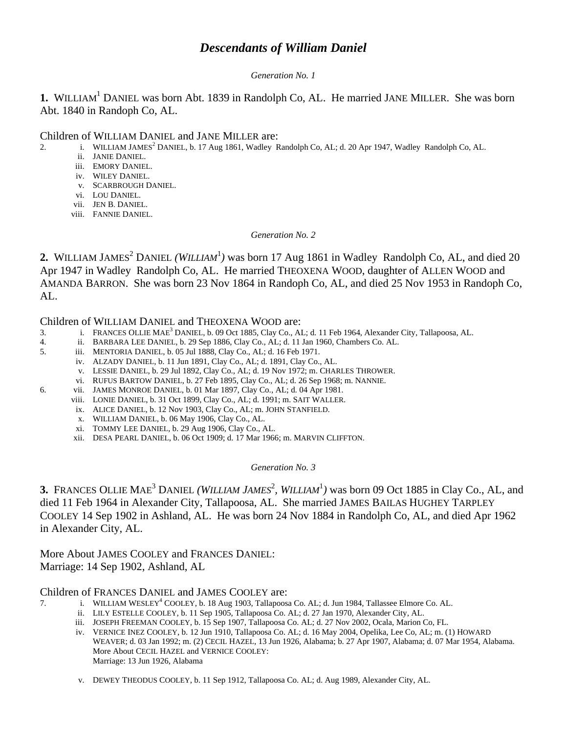# *Descendants of William Daniel*

*Generation No. 1*

**1.** WILLIAM[1] DANIEL was born Abt. 1839 in Randolph Co, AL. He married JANE MILLER. She was born Abt. 1840 in Randoph Co, AL.

Children of WILLIAM DANIEL and JANE MILLER are:

2. i. WILLIAM JAMES[2] DANIEL, b. 17 Aug 1861, Wadley Randolph Co, AL; d. 20 Apr 1947, Wadley Randolph Co, AL.
- ii. JANIE DANIEL.
- iii. EMORY DANIEL.
- iv. WILEY DANIEL.
- v. SCARBROUGH DANIEL.
- vi. LOU DANIEL.
- vii. JEN B. DANIEL.
- viii. FANNIE DANIEL.

*Generation No. 2*

**2.** WILLIAM JAMES[2] DANIEL *(WILLIAM[1])* was born 17 Aug 1861 in Wadley Randolph Co, AL, and died 20 Apr 1947 in Wadley Randolph Co, AL. He married THEOXENA WOOD, daughter of ALLEN WOOD and AMANDA BARRON. She was born 23 Nov 1864 in Randoph Co, AL, and died 25 Nov 1953 in Randoph Co, AL.

Children of WILLIAM DANIEL and THEOXENA WOOD are:

3. i. FRANCES OLLIE MAE[3] DANIEL, b. 09 Oct 1885, Clay Co., AL; d. 11 Feb 1964, Alexander City, Tallapoosa, AL.
4. ii. BARBARA LEE DANIEL, b. 29 Sep 1886, Clay Co., AL; d. 11 Jan 1960, Chambers Co. AL.
5. iii. MENTORIA DANIEL, b. 05 Jul 1888, Clay Co., AL; d. 16 Feb 1971.
- iv. ALZADY DANIEL, b. 11 Jun 1891, Clay Co., AL; d. 1891, Clay Co., AL.
- v. LESSIE DANIEL, b. 29 Jul 1892, Clay Co., AL; d. 19 Nov 1972; m. CHARLES THROWER.
- vi. RUFUS BARTOW DANIEL, b. 27 Feb 1895, Clay Co., AL; d. 26 Sep 1968; m. NANNIE.

6. vii. JAMES MONROE DANIEL, b. 01 Mar 1897, Clay Co., AL; d. 04 Apr 1981.
- viii. LONIE DANIEL, b. 31 Oct 1899, Clay Co., AL; d. 1991; m. SAIT WALLER.
- ix. ALICE DANIEL, b. 12 Nov 1903, Clay Co., AL; m. JOHN STANFIELD.
- x. WILLIAM DANIEL, b. 06 May 1906, Clay Co., AL.
- xi. TOMMY LEE DANIEL, b. 29 Aug 1906, Clay Co., AL.
- xii. DESA PEARL DANIEL, b. 06 Oct 1909; d. 17 Mar 1966; m. MARVIN CLIFFTON.

*Generation No. 3*

**3.** FRANCES OLLIE MAE[3] DANIEL *(WILLIAM JAMES[2], WILLIAM[1])* was born 09 Oct 1885 in Clay Co., AL, and died 11 Feb 1964 in Alexander City, Tallapoosa, AL. She married JAMES BAILAS HUGHEY TARPLEY COOLEY 14 Sep 1902 in Ashland, AL. He was born 24 Nov 1884 in Randolph Co, AL, and died Apr 1962 in Alexander City, AL.

More About JAMES COOLEY and FRANCES DANIEL:
Marriage: 14 Sep 1902, Ashland, AL

Children of FRANCES DANIEL and JAMES COOLEY are:

7. i. WILLIAM WESLEY[4] COOLEY, b. 18 Aug 1903, Tallapoosa Co. AL; d. Jun 1984, Tallassee Elmore Co. AL.
- ii. LILY ESTELLE COOLEY, b. 11 Sep 1905, Tallapoosa Co. AL; d. 27 Jan 1970, Alexander City, AL.
- iii. JOSEPH FREEMAN COOLEY, b. 15 Sep 1907, Tallapoosa Co. AL; d. 27 Nov 2002, Ocala, Marion Co, FL.
- iv. VERNICE INEZ COOLEY, b. 12 Jun 1910, Tallapoosa Co. AL; d. 16 May 2004, Opelika, Lee Co, AL; m. (1) HOWARD WEAVER; d. 03 Jan 1992; m. (2) CECIL HAZEL, 13 Jun 1926, Alabama; b. 27 Apr 1907, Alabama; d. 07 Mar 1954, Alabama.
  More About CECIL HAZEL and VERNICE COOLEY:
  Marriage: 13 Jun 1926, Alabama
- v. DEWEY THEODUS COOLEY, b. 11 Sep 1912, Tallapoosa Co. AL; d. Aug 1989, Alexander City, AL.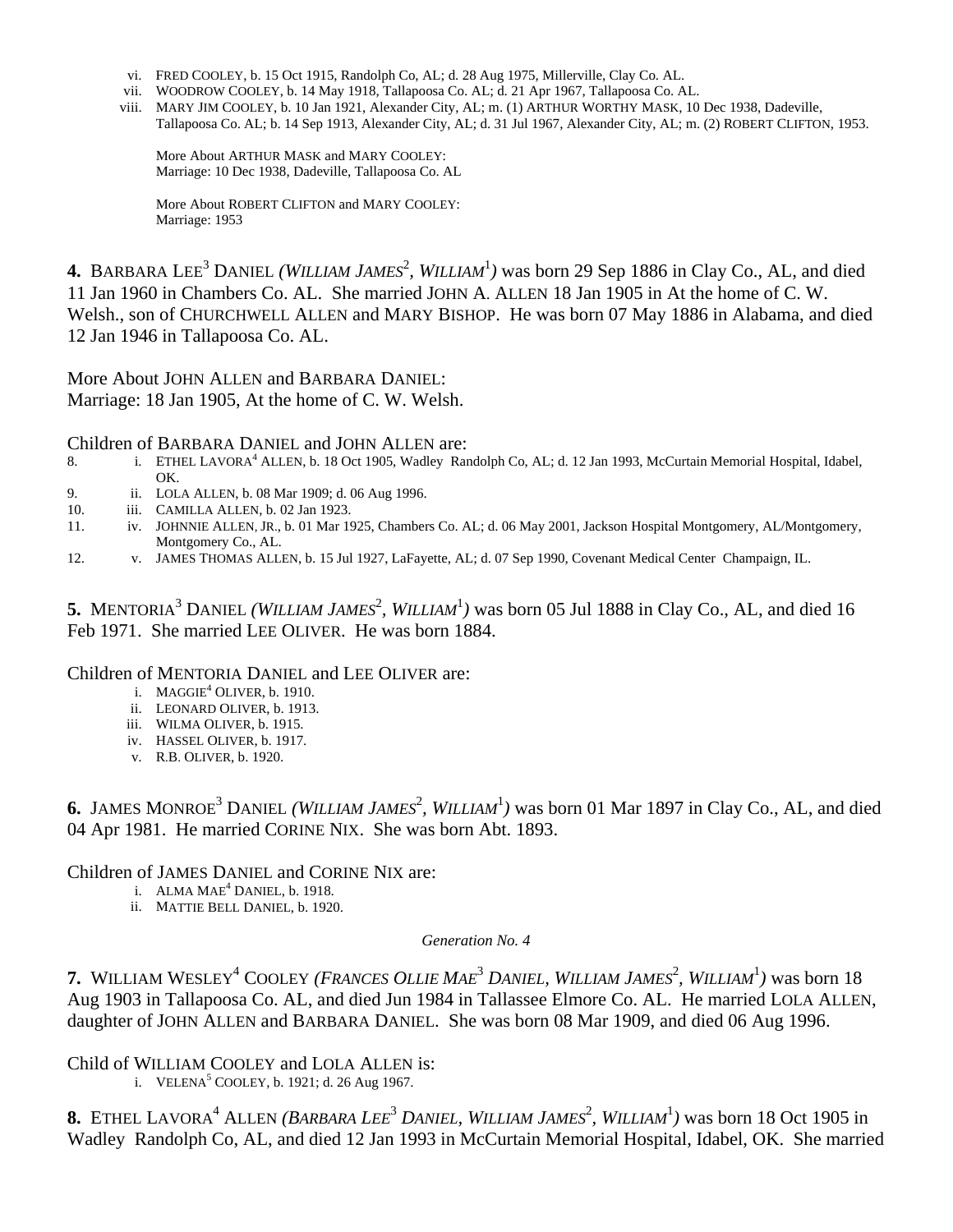vi. FRED COOLEY, b. 15 Oct 1915, Randolph Co, AL; d. 28 Aug 1975, Millerville, Clay Co. AL.
vii. WOODROW COOLEY, b. 14 May 1918, Tallapoosa Co. AL; d. 21 Apr 1967, Tallapoosa Co. AL.
viii. MARY JIM COOLEY, b. 10 Jan 1921, Alexander City, AL; m. (1) ARTHUR WORTHY MASK, 10 Dec 1938, Dadeville, Tallapoosa Co. AL; b. 14 Sep 1913, Alexander City, AL; d. 31 Jul 1967, Alexander City, AL; m. (2) ROBERT CLIFTON, 1953.

More About ARTHUR MASK and MARY COOLEY:
Marriage: 10 Dec 1938, Dadeville, Tallapoosa Co. AL

More About ROBERT CLIFTON and MARY COOLEY:
Marriage: 1953

**4.** BARBARA LEE[3] DANIEL *(WILLIAM JAMES[2], WILLIAM[1])* was born 29 Sep 1886 in Clay Co., AL, and died 11 Jan 1960 in Chambers Co. AL. She married JOHN A. ALLEN 18 Jan 1905 in At the home of C. W. Welsh., son of CHURCHWELL ALLEN and MARY BISHOP. He was born 07 May 1886 in Alabama, and died 12 Jan 1946 in Tallapoosa Co. AL.

More About JOHN ALLEN and BARBARA DANIEL:
Marriage: 18 Jan 1905, At the home of C. W. Welsh.

Children of BARBARA DANIEL and JOHN ALLEN are:

8. i. ETHEL LAVORA[4] ALLEN, b. 18 Oct 1905, Wadley Randolph Co, AL; d. 12 Jan 1993, McCurtain Memorial Hospital, Idabel, OK.
9. ii. LOLA ALLEN, b. 08 Mar 1909; d. 06 Aug 1996.
10. iii. CAMILLA ALLEN, b. 02 Jan 1923.
11. iv. JOHNNIE ALLEN, JR., b. 01 Mar 1925, Chambers Co. AL; d. 06 May 2001, Jackson Hospital Montgomery, AL/Montgomery, Montgomery Co., AL.
12. v. JAMES THOMAS ALLEN, b. 15 Jul 1927, LaFayette, AL; d. 07 Sep 1990, Covenant Medical Center Champaign, IL.

**5.** MENTORIA[3] DANIEL *(WILLIAM JAMES[2], WILLIAM[1])* was born 05 Jul 1888 in Clay Co., AL, and died 16 Feb 1971. She married LEE OLIVER. He was born 1884.

Children of MENTORIA DANIEL and LEE OLIVER are:

i. MAGGIE[4] OLIVER, b. 1910.
ii. LEONARD OLIVER, b. 1913.
iii. WILMA OLIVER, b. 1915.
iv. HASSEL OLIVER, b. 1917.
v. R.B. OLIVER, b. 1920.

**6.** JAMES MONROE[3] DANIEL *(WILLIAM JAMES[2], WILLIAM[1])* was born 01 Mar 1897 in Clay Co., AL, and died 04 Apr 1981. He married CORINE NIX. She was born Abt. 1893.

Children of JAMES DANIEL and CORINE NIX are:

i. ALMA MAE[4] DANIEL, b. 1918.
ii. MATTIE BELL DANIEL, b. 1920.

*Generation No. 4*

**7.** WILLIAM WESLEY[4] COOLEY *(FRANCES OLLIE MAE[3] DANIEL, WILLIAM JAMES[2], WILLIAM[1])* was born 18 Aug 1903 in Tallapoosa Co. AL, and died Jun 1984 in Tallassee Elmore Co. AL. He married LOLA ALLEN, daughter of JOHN ALLEN and BARBARA DANIEL. She was born 08 Mar 1909, and died 06 Aug 1996.

Child of WILLIAM COOLEY and LOLA ALLEN is:

i. VELENA[5] COOLEY, b. 1921; d. 26 Aug 1967.

**8.** ETHEL LAVORA[4] ALLEN *(BARBARA LEE[3] DANIEL, WILLIAM JAMES[2], WILLIAM[1])* was born 18 Oct 1905 in Wadley Randolph Co, AL, and died 12 Jan 1993 in McCurtain Memorial Hospital, Idabel, OK. She married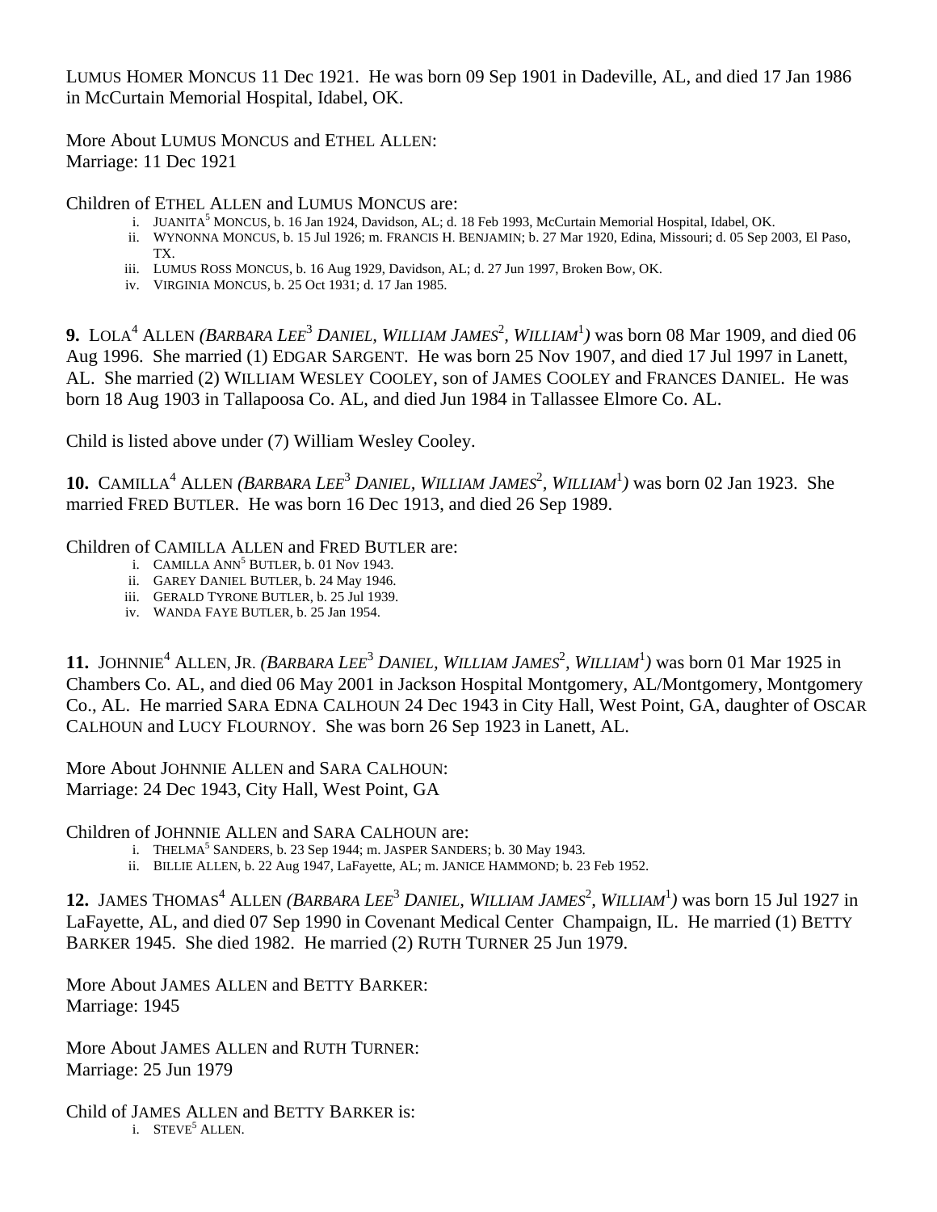LUMUS HOMER MONCUS 11 Dec 1921. He was born 09 Sep 1901 in Dadeville, AL, and died 17 Jan 1986 in McCurtain Memorial Hospital, Idabel, OK.

More About LUMUS MONCUS and ETHEL ALLEN:
Marriage: 11 Dec 1921

Children of ETHEL ALLEN and LUMUS MONCUS are:

- i. JUANITA[5] MONCUS, b. 16 Jan 1924, Davidson, AL; d. 18 Feb 1993, McCurtain Memorial Hospital, Idabel, OK.
- ii. WYNONNA MONCUS, b. 15 Jul 1926; m. FRANCIS H. BENJAMIN; b. 27 Mar 1920, Edina, Missouri; d. 05 Sep 2003, El Paso, TX.
- iii. LUMUS ROSS MONCUS, b. 16 Aug 1929, Davidson, AL; d. 27 Jun 1997, Broken Bow, OK.
- iv. VIRGINIA MONCUS, b. 25 Oct 1931; d. 17 Jan 1985.

**9.** LOLA[4] ALLEN *(BARBARA LEE[3] DANIEL, WILLIAM JAMES[2], WILLIAM[1])* was born 08 Mar 1909, and died 06 Aug 1996. She married (1) EDGAR SARGENT. He was born 25 Nov 1907, and died 17 Jul 1997 in Lanett, AL. She married (2) WILLIAM WESLEY COOLEY, son of JAMES COOLEY and FRANCES DANIEL. He was born 18 Aug 1903 in Tallapoosa Co. AL, and died Jun 1984 in Tallassee Elmore Co. AL.

Child is listed above under (7) William Wesley Cooley.

**10.** CAMILLA[4] ALLEN *(BARBARA LEE[3] DANIEL, WILLIAM JAMES[2], WILLIAM[1])* was born 02 Jan 1923. She married FRED BUTLER. He was born 16 Dec 1913, and died 26 Sep 1989.

Children of CAMILLA ALLEN and FRED BUTLER are:

- i. CAMILLA ANN[5] BUTLER, b. 01 Nov 1943.
- ii. GAREY DANIEL BUTLER, b. 24 May 1946.
- iii. GERALD TYRONE BUTLER, b. 25 Jul 1939.
- iv. WANDA FAYE BUTLER, b. 25 Jan 1954.

**11.** JOHNNIE[4] ALLEN, JR. *(BARBARA LEE[3] DANIEL, WILLIAM JAMES[2], WILLIAM[1])* was born 01 Mar 1925 in Chambers Co. AL, and died 06 May 2001 in Jackson Hospital Montgomery, AL/Montgomery, Montgomery Co., AL. He married SARA EDNA CALHOUN 24 Dec 1943 in City Hall, West Point, GA, daughter of OSCAR CALHOUN and LUCY FLOURNOY. She was born 26 Sep 1923 in Lanett, AL.

More About JOHNNIE ALLEN and SARA CALHOUN:
Marriage: 24 Dec 1943, City Hall, West Point, GA

Children of JOHNNIE ALLEN and SARA CALHOUN are:

- i. THELMA[5] SANDERS, b. 23 Sep 1944; m. JASPER SANDERS; b. 30 May 1943.
- ii. BILLIE ALLEN, b. 22 Aug 1947, LaFayette, AL; m. JANICE HAMMOND; b. 23 Feb 1952.

**12.** JAMES THOMAS[4] ALLEN *(BARBARA LEE[3] DANIEL, WILLIAM JAMES[2], WILLIAM[1])* was born 15 Jul 1927 in LaFayette, AL, and died 07 Sep 1990 in Covenant Medical Center Champaign, IL. He married (1) BETTY BARKER 1945. She died 1982. He married (2) RUTH TURNER 25 Jun 1979.

More About JAMES ALLEN and BETTY BARKER:
Marriage: 1945

More About JAMES ALLEN and RUTH TURNER:
Marriage: 25 Jun 1979

Child of JAMES ALLEN and BETTY BARKER is:

- i. STEVE[5] ALLEN.